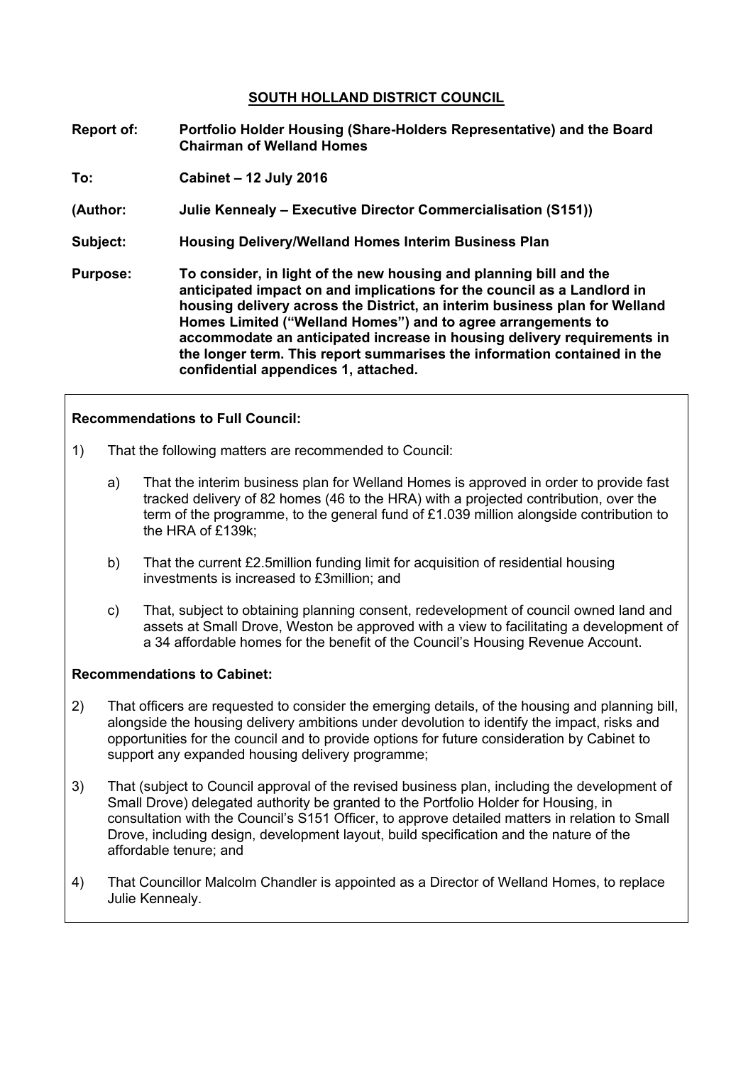# SOUTH HOLLAND DISTRICT COUNCIL

**Report of:** **Portfolio Holder Housing (Share-Holders Representative) and the Board Chairman of Welland Homes**

**To:** **Cabinet – 12 July 2016**

**(Author:** **Julie Kennealy – Executive Director Commercialisation (S151))**

**Subject:** **Housing Delivery/Welland Homes Interim Business Plan**

**Purpose:** **To consider, in light of the new housing and planning bill and the anticipated impact on and implications for the council as a Landlord in housing delivery across the District, an interim business plan for Welland Homes Limited ("Welland Homes") and to agree arrangements to accommodate an anticipated increase in housing delivery requirements in the longer term. This report summarises the information contained in the confidential appendices 1, attached.**

---

**Recommendations to Full Council:**

1) That the following matters are recommended to Council:

   a) That the interim business plan for Welland Homes is approved in order to provide fast tracked delivery of 82 homes (46 to the HRA) with a projected contribution, over the term of the programme, to the general fund of £1.039 million alongside contribution to the HRA of £139k;

   b) That the current £2.5million funding limit for acquisition of residential housing investments is increased to £3million; and

   c) That, subject to obtaining planning consent, redevelopment of council owned land and assets at Small Drove, Weston be approved with a view to facilitating a development of a 34 affordable homes for the benefit of the Council's Housing Revenue Account.

**Recommendations to Cabinet:**

2) That officers are requested to consider the emerging details, of the housing and planning bill, alongside the housing delivery ambitions under devolution to identify the impact, risks and opportunities for the council and to provide options for future consideration by Cabinet to support any expanded housing delivery programme;

3) That (subject to Council approval of the revised business plan, including the development of Small Drove) delegated authority be granted to the Portfolio Holder for Housing, in consultation with the Council's S151 Officer, to approve detailed matters in relation to Small Drove, including design, development layout, build specification and the nature of the affordable tenure; and

4) That Councillor Malcolm Chandler is appointed as a Director of Welland Homes, to replace Julie Kennealy.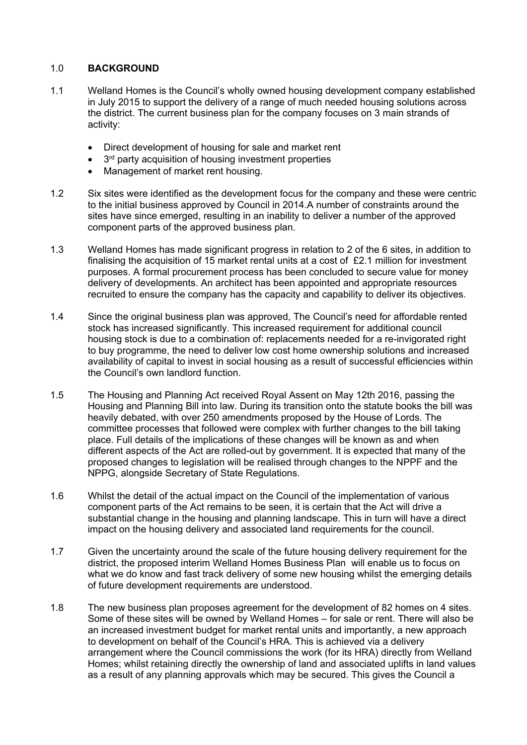## 1.0 **BACKGROUND**

1.1 Welland Homes is the Council's wholly owned housing development company established in July 2015 to support the delivery of a range of much needed housing solutions across the district. The current business plan for the company focuses on 3 main strands of activity:

- Direct development of housing for sale and market rent
- 3rd party acquisition of housing investment properties
- Management of market rent housing.

1.2 Six sites were identified as the development focus for the company and these were centric to the initial business approved by Council in 2014.A number of constraints around the sites have since emerged, resulting in an inability to deliver a number of the approved component parts of the approved business plan.

1.3 Welland Homes has made significant progress in relation to 2 of the 6 sites, in addition to finalising the acquisition of 15 market rental units at a cost of £2.1 million for investment purposes. A formal procurement process has been concluded to secure value for money delivery of developments. An architect has been appointed and appropriate resources recruited to ensure the company has the capacity and capability to deliver its objectives.

1.4 Since the original business plan was approved, The Council's need for affordable rented stock has increased significantly. This increased requirement for additional council housing stock is due to a combination of: replacements needed for a re-invigorated right to buy programme, the need to deliver low cost home ownership solutions and increased availability of capital to invest in social housing as a result of successful efficiencies within the Council's own landlord function.

1.5 The Housing and Planning Act received Royal Assent on May 12th 2016, passing the Housing and Planning Bill into law. During its transition onto the statute books the bill was heavily debated, with over 250 amendments proposed by the House of Lords. The committee processes that followed were complex with further changes to the bill taking place. Full details of the implications of these changes will be known as and when different aspects of the Act are rolled-out by government. It is expected that many of the proposed changes to legislation will be realised through changes to the NPPF and the NPPG, alongside Secretary of State Regulations.

1.6 Whilst the detail of the actual impact on the Council of the implementation of various component parts of the Act remains to be seen, it is certain that the Act will drive a substantial change in the housing and planning landscape. This in turn will have a direct impact on the housing delivery and associated land requirements for the council.

1.7 Given the uncertainty around the scale of the future housing delivery requirement for the district, the proposed interim Welland Homes Business Plan will enable us to focus on what we do know and fast track delivery of some new housing whilst the emerging details of future development requirements are understood.

1.8 The new business plan proposes agreement for the development of 82 homes on 4 sites. Some of these sites will be owned by Welland Homes – for sale or rent. There will also be an increased investment budget for market rental units and importantly, a new approach to development on behalf of the Council's HRA. This is achieved via a delivery arrangement where the Council commissions the work (for its HRA) directly from Welland Homes; whilst retaining directly the ownership of land and associated uplifts in land values as a result of any planning approvals which may be secured. This gives the Council a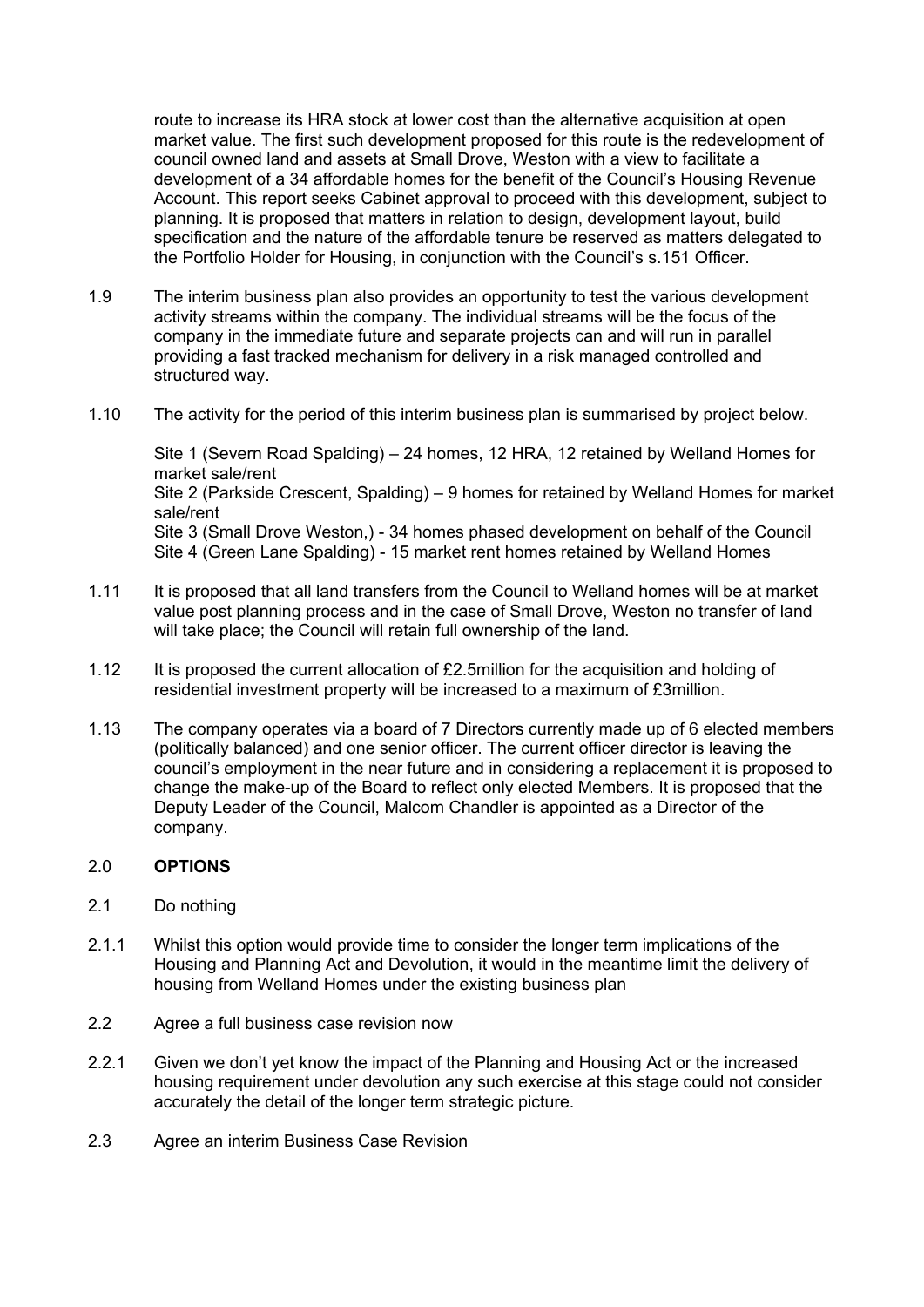route to increase its HRA stock at lower cost than the alternative acquisition at open market value. The first such development proposed for this route is the redevelopment of council owned land and assets at Small Drove, Weston with a view to facilitate a development of a 34 affordable homes for the benefit of the Council's Housing Revenue Account. This report seeks Cabinet approval to proceed with this development, subject to planning. It is proposed that matters in relation to design, development layout, build specification and the nature of the affordable tenure be reserved as matters delegated to the Portfolio Holder for Housing, in conjunction with the Council's s.151 Officer.

1.9 The interim business plan also provides an opportunity to test the various development activity streams within the company. The individual streams will be the focus of the company in the immediate future and separate projects can and will run in parallel providing a fast tracked mechanism for delivery in a risk managed controlled and structured way.

1.10 The activity for the period of this interim business plan is summarised by project below.

Site 1 (Severn Road Spalding) – 24 homes, 12 HRA, 12 retained by Welland Homes for market sale/rent
Site 2 (Parkside Crescent, Spalding) – 9 homes for retained by Welland Homes for market sale/rent
Site 3 (Small Drove Weston,) - 34 homes phased development on behalf of the Council
Site 4 (Green Lane Spalding) - 15 market rent homes retained by Welland Homes

1.11 It is proposed that all land transfers from the Council to Welland homes will be at market value post planning process and in the case of Small Drove, Weston no transfer of land will take place; the Council will retain full ownership of the land.

1.12 It is proposed the current allocation of £2.5million for the acquisition and holding of residential investment property will be increased to a maximum of £3million.

1.13 The company operates via a board of 7 Directors currently made up of 6 elected members (politically balanced) and one senior officer. The current officer director is leaving the council's employment in the near future and in considering a replacement it is proposed to change the make-up of the Board to reflect only elected Members. It is proposed that the Deputy Leader of the Council, Malcom Chandler is appointed as a Director of the company.

## 2.0 OPTIONS

2.1 Do nothing

2.1.1 Whilst this option would provide time to consider the longer term implications of the Housing and Planning Act and Devolution, it would in the meantime limit the delivery of housing from Welland Homes under the existing business plan

2.2 Agree a full business case revision now

2.2.1 Given we don't yet know the impact of the Planning and Housing Act or the increased housing requirement under devolution any such exercise at this stage could not consider accurately the detail of the longer term strategic picture.

2.3 Agree an interim Business Case Revision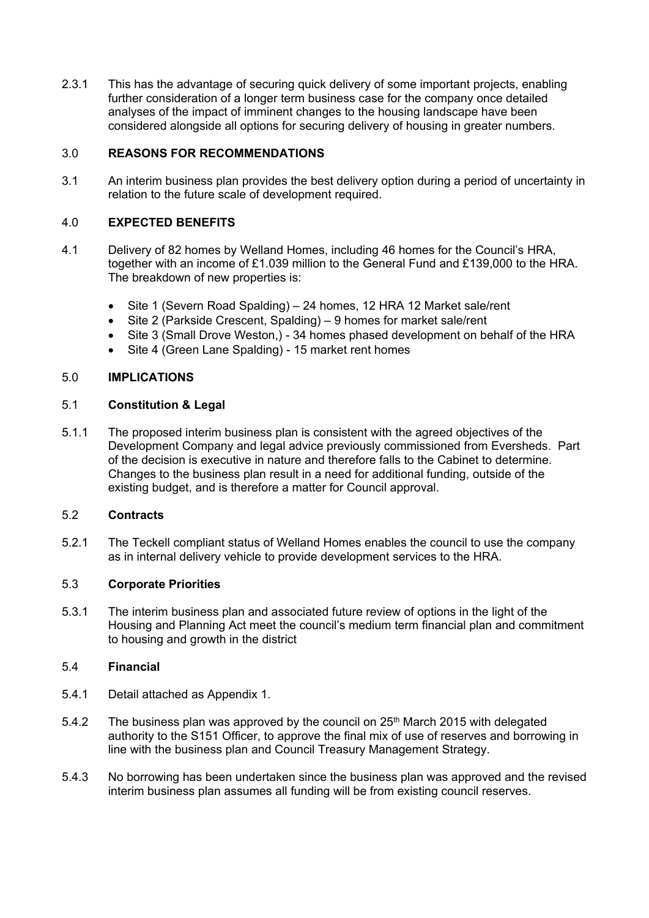2.3.1 This has the advantage of securing quick delivery of some important projects, enabling further consideration of a longer term business case for the company once detailed analyses of the impact of imminent changes to the housing landscape have been considered alongside all options for securing delivery of housing in greater numbers.

## 3.0 REASONS FOR RECOMMENDATIONS

3.1 An interim business plan provides the best delivery option during a period of uncertainty in relation to the future scale of development required.

## 4.0 EXPECTED BENEFITS

4.1 Delivery of 82 homes by Welland Homes, including 46 homes for the Council's HRA, together with an income of £1.039 million to the General Fund and £139,000 to the HRA. The breakdown of new properties is:

- Site 1 (Severn Road Spalding) – 24 homes, 12 HRA 12 Market sale/rent
- Site 2 (Parkside Crescent, Spalding) – 9 homes for market sale/rent
- Site 3 (Small Drove Weston,) - 34 homes phased development on behalf of the HRA
- Site 4 (Green Lane Spalding) - 15 market rent homes

## 5.0 IMPLICATIONS

### 5.1 Constitution & Legal

5.1.1 The proposed interim business plan is consistent with the agreed objectives of the Development Company and legal advice previously commissioned from Eversheds. Part of the decision is executive in nature and therefore falls to the Cabinet to determine. Changes to the business plan result in a need for additional funding, outside of the existing budget, and is therefore a matter for Council approval.

### 5.2 Contracts

5.2.1 The Teckell compliant status of Welland Homes enables the council to use the company as in internal delivery vehicle to provide development services to the HRA.

### 5.3 Corporate Priorities

5.3.1 The interim business plan and associated future review of options in the light of the Housing and Planning Act meet the council's medium term financial plan and commitment to housing and growth in the district

### 5.4 Financial

5.4.1 Detail attached as Appendix 1.

5.4.2 The business plan was approved by the council on 25th March 2015 with delegated authority to the S151 Officer, to approve the final mix of use of reserves and borrowing in line with the business plan and Council Treasury Management Strategy.

5.4.3 No borrowing has been undertaken since the business plan was approved and the revised interim business plan assumes all funding will be from existing council reserves.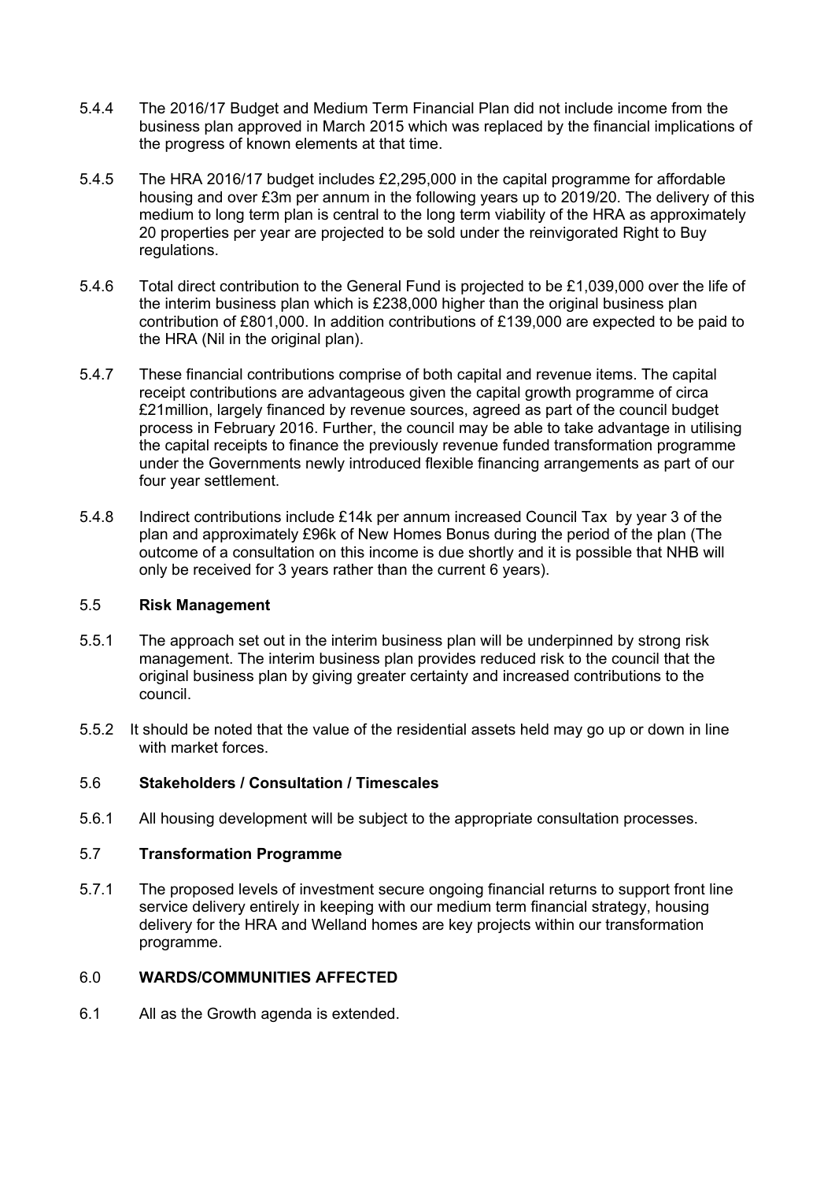5.4.4 The 2016/17 Budget and Medium Term Financial Plan did not include income from the business plan approved in March 2015 which was replaced by the financial implications of the progress of known elements at that time.

5.4.5 The HRA 2016/17 budget includes £2,295,000 in the capital programme for affordable housing and over £3m per annum in the following years up to 2019/20. The delivery of this medium to long term plan is central to the long term viability of the HRA as approximately 20 properties per year are projected to be sold under the reinvigorated Right to Buy regulations.

5.4.6 Total direct contribution to the General Fund is projected to be £1,039,000 over the life of the interim business plan which is £238,000 higher than the original business plan contribution of £801,000. In addition contributions of £139,000 are expected to be paid to the HRA (Nil in the original plan).

5.4.7 These financial contributions comprise of both capital and revenue items. The capital receipt contributions are advantageous given the capital growth programme of circa £21million, largely financed by revenue sources, agreed as part of the council budget process in February 2016. Further, the council may be able to take advantage in utilising the capital receipts to finance the previously revenue funded transformation programme under the Governments newly introduced flexible financing arrangements as part of our four year settlement.

5.4.8 Indirect contributions include £14k per annum increased Council Tax by year 3 of the plan and approximately £96k of New Homes Bonus during the period of the plan (The outcome of a consultation on this income is due shortly and it is possible that NHB will only be received for 3 years rather than the current 6 years).

5.5 **Risk Management**

5.5.1 The approach set out in the interim business plan will be underpinned by strong risk management. The interim business plan provides reduced risk to the council that the original business plan by giving greater certainty and increased contributions to the council.

5.5.2 It should be noted that the value of the residential assets held may go up or down in line with market forces.

5.6 **Stakeholders / Consultation / Timescales**

5.6.1 All housing development will be subject to the appropriate consultation processes.

5.7 **Transformation Programme**

5.7.1 The proposed levels of investment secure ongoing financial returns to support front line service delivery entirely in keeping with our medium term financial strategy, housing delivery for the HRA and Welland homes are key projects within our transformation programme.

6.0 **WARDS/COMMUNITIES AFFECTED**

6.1 All as the Growth agenda is extended.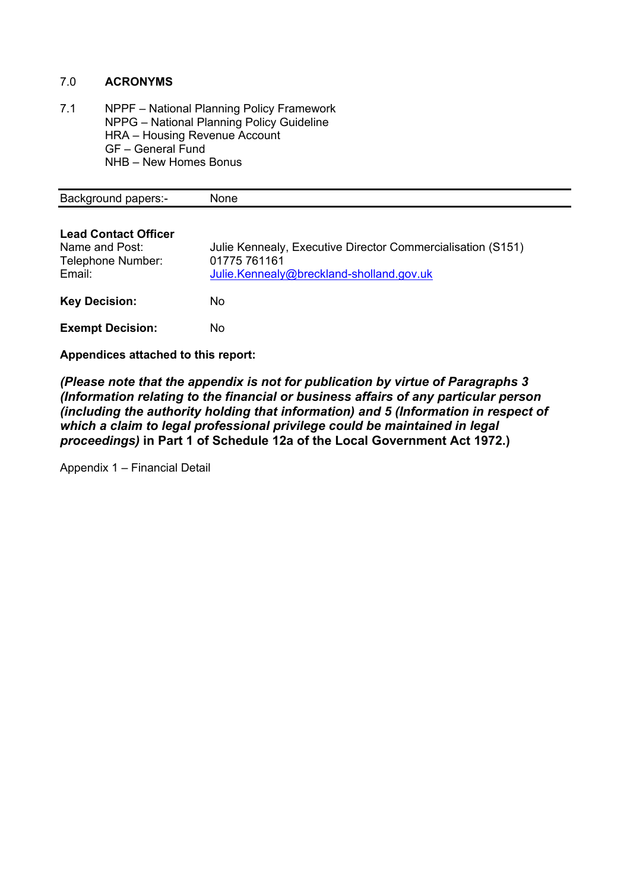## 7.0 **ACRONYMS**

7.1 NPPF – National Planning Policy Framework
NPPG – National Planning Policy Guideline
HRA – Housing Revenue Account
GF – General Fund
NHB – New Homes Bonus

| | |
|---|---|
| Background papers:- | None |

**Lead Contact Officer**

| | |
|---|---|
| Name and Post: | Julie Kennealy, Executive Director Commercialisation (S151) |
| Telephone Number: | 01775 761161 |
| Email: | Julie.Kennealy@breckland-sholland.gov.uk |

| | |
|---|---|
| **Key Decision:** | No |
| **Exempt Decision:** | No |

**Appendices attached to this report:**

***(Please note that the appendix is not for publication by virtue of Paragraphs 3 (Information relating to the financial or business affairs of any particular person (including the authority holding that information) and 5 (Information in respect of which a claim to legal professional privilege could be maintained in legal proceedings)*** **in Part 1 of Schedule 12a of the Local Government Act 1972.)**

Appendix 1 – Financial Detail